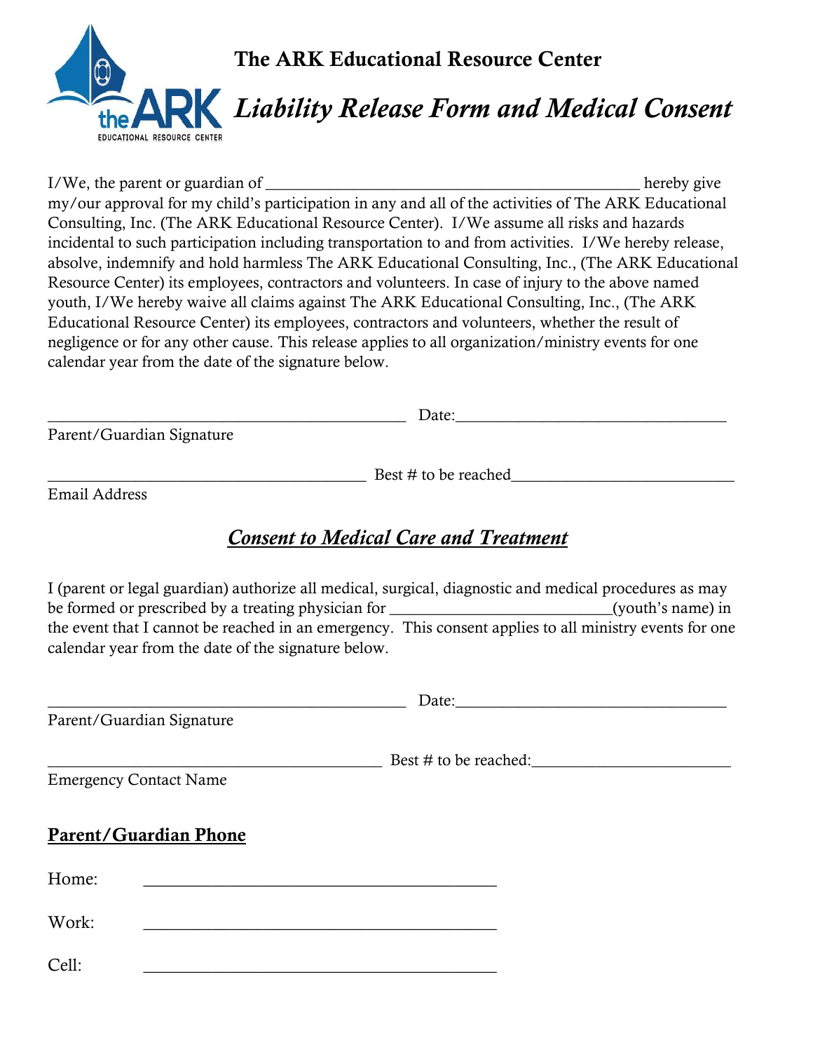# The ARK Educational Resource Center

## *Liability Release Form and Medical Consent*

I/We, the parent or guardian of ______________________________________________ hereby give my/our approval for my child's participation in any and all of the activities of The ARK Educational Consulting, Inc. (The ARK Educational Resource Center). I/We assume all risks and hazards incidental to such participation including transportation to and from activities. I/We hereby release, absolve, indemnify and hold harmless The ARK Educational Consulting, Inc., (The ARK Educational Resource Center) its employees, contractors and volunteers. In case of injury to the above named youth, I/We hereby waive all claims against The ARK Educational Consulting, Inc., (The ARK Educational Resource Center) its employees, contractors and volunteers, whether the result of negligence or for any other cause. This release applies to all organization/ministry events for one calendar year from the date of the signature below.

____________________________________________ Date:_________________________________
Parent/Guardian Signature

_______________________________________ Best # to be reached___________________________
Email Address

## *Consent to Medical Care and Treatment*

I (parent or legal guardian) authorize all medical, surgical, diagnostic and medical procedures as may be formed or prescribed by a treating physician for ___________________________(youth's name) in the event that I cannot be reached in an emergency. This consent applies to all ministry events for one calendar year from the date of the signature below.

____________________________________________ Date:_________________________________
Parent/Guardian Signature

_________________________________________ Best # to be reached:________________________
Emergency Contact Name

**Parent/Guardian Phone**

Home: ___________________________________________

Work: ___________________________________________

Cell: ___________________________________________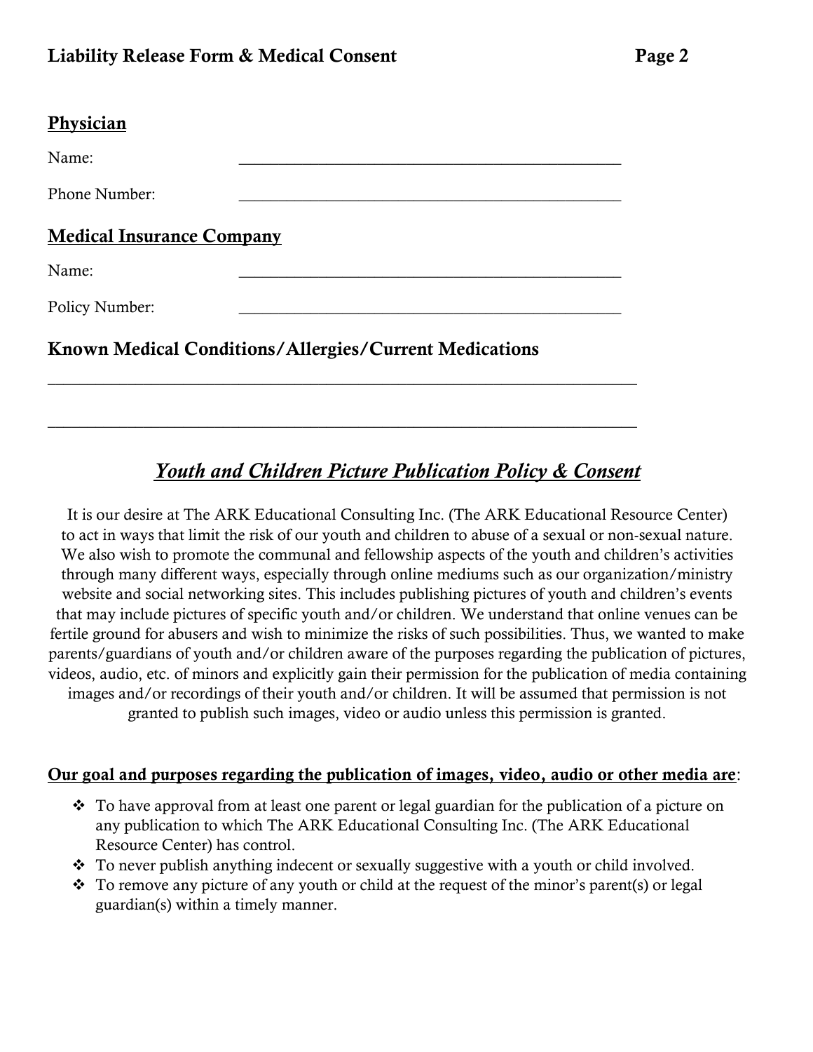## Physician

Name: _______________________________________________

Phone Number: _______________________________________________

## Medical Insurance Company

Name: _______________________________________________

Policy Number: _______________________________________________

## Known Medical Conditions/Allergies/Current Medications

___________________________________________________________________________

___________________________________________________________________________

## *Youth and Children Picture Publication Policy & Consent*

It is our desire at The ARK Educational Consulting Inc. (The ARK Educational Resource Center) to act in ways that limit the risk of our youth and children to abuse of a sexual or non-sexual nature. We also wish to promote the communal and fellowship aspects of the youth and children's activities through many different ways, especially through online mediums such as our organization/ministry website and social networking sites. This includes publishing pictures of youth and children's events that may include pictures of specific youth and/or children. We understand that online venues can be fertile ground for abusers and wish to minimize the risks of such possibilities. Thus, we wanted to make parents/guardians of youth and/or children aware of the purposes regarding the publication of pictures, videos, audio, etc. of minors and explicitly gain their permission for the publication of media containing images and/or recordings of their youth and/or children. It will be assumed that permission is not granted to publish such images, video or audio unless this permission is granted.

**Our goal and purposes regarding the publication of images, video, audio or other media are**:

- To have approval from at least one parent or legal guardian for the publication of a picture on any publication to which The ARK Educational Consulting Inc. (The ARK Educational Resource Center) has control.
- To never publish anything indecent or sexually suggestive with a youth or child involved.
- To remove any picture of any youth or child at the request of the minor's parent(s) or legal guardian(s) within a timely manner.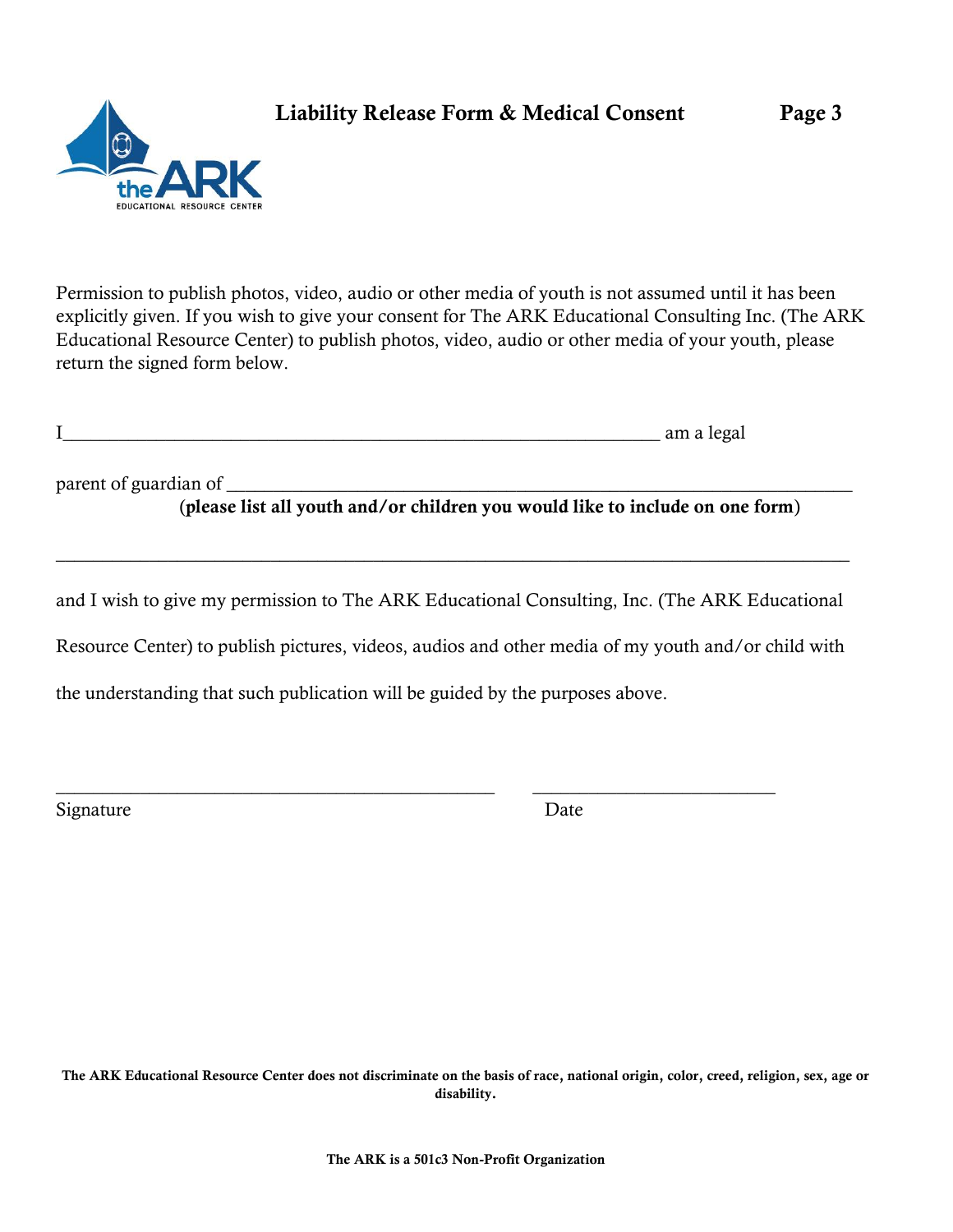# Liability Release Form & Medical Consent

Permission to publish photos, video, audio or other media of youth is not assumed until it has been explicitly given. If you wish to give your consent for The ARK Educational Consulting Inc. (The ARK Educational Resource Center) to publish photos, video, audio or other media of your youth, please return the signed form below.

I_______________________________________________________________ am a legal

parent of guardian of ______________________________________________________________

(**please list all youth and/or children you would like to include on one form**)

____________________________________________________________________________________

and I wish to give my permission to The ARK Educational Consulting, Inc. (The ARK Educational Resource Center) to publish pictures, videos, audios and other media of my youth and/or child with the understanding that such publication will be guided by the purposes above.

_______________________________________________ \_\_\_\_\_\_\_\_\_\_\_\_\_\_\_\_\_\_\_\_\_\_\_\_\_\_

Signature Date

**The ARK Educational Resource Center does not discriminate on the basis of race, national origin, color, creed, religion, sex, age or disability.**

**The ARK is a 501c3 Non-Profit Organization**